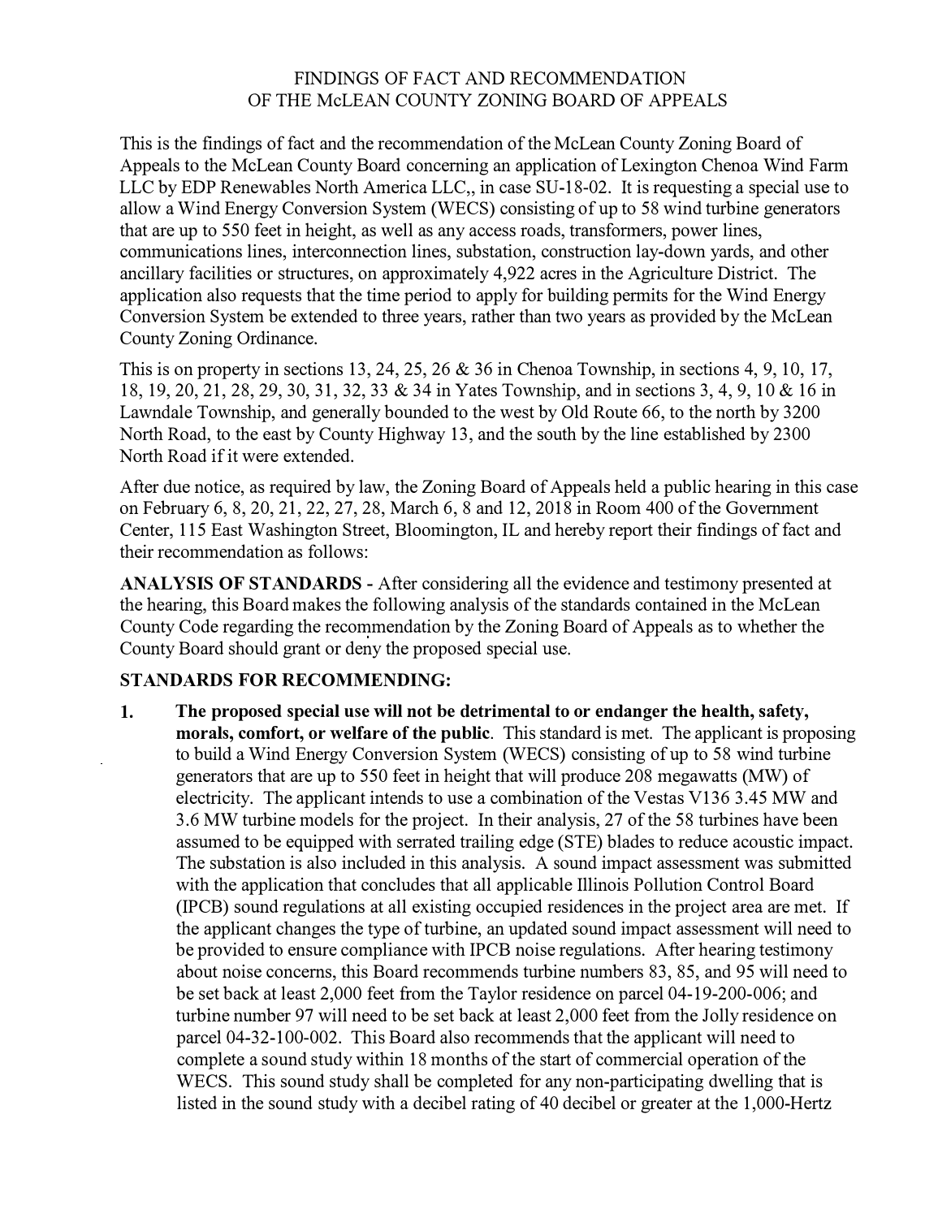# FINDINGS OF FACT AND RECOMMENDATION
## OF THE McLEAN COUNTY ZONING BOARD OF APPEALS

This is the findings of fact and the recommendation of the McLean County Zoning Board of Appeals to the McLean County Board concerning an application of Lexington Chenoa Wind Farm LLC by EDP Renewables North America LLC,, in case SU-18-02. It is requesting a special use to allow a Wind Energy Conversion System (WECS) consisting of up to 58 wind turbine generators that are up to 550 feet in height, as well as any access roads, transformers, power lines, communications lines, interconnection lines, substation, construction lay-down yards, and other ancillary facilities or structures, on approximately 4,922 acres in the Agriculture District. The application also requests that the time period to apply for building permits for the Wind Energy Conversion System be extended to three years, rather than two years as provided by the McLean County Zoning Ordinance.

This is on property in sections 13, 24, 25, 26 & 36 in Chenoa Township, in sections 4, 9, 10, 17, 18, 19, 20, 21, 28, 29, 30, 31, 32, 33 & 34 in Yates Township, and in sections 3, 4, 9, 10 & 16 in Lawndale Township, and generally bounded to the west by Old Route 66, to the north by 3200 North Road, to the east by County Highway 13, and the south by the line established by 2300 North Road if it were extended.

After due notice, as required by law, the Zoning Board of Appeals held a public hearing in this case on February 6, 8, 20, 21, 22, 27, 28, March 6, 8 and 12, 2018 in Room 400 of the Government Center, 115 East Washington Street, Bloomington, IL and hereby report their findings of fact and their recommendation as follows:

**ANALYSIS OF STANDARDS -** After considering all the evidence and testimony presented at the hearing, this Board makes the following analysis of the standards contained in the McLean County Code regarding the recommendation by the Zoning Board of Appeals as to whether the County Board should grant or deny the proposed special use.

**STANDARDS FOR RECOMMENDING:**

1. **The proposed special use will not be detrimental to or endanger the health, safety, morals, comfort, or welfare of the public**. This standard is met. The applicant is proposing to build a Wind Energy Conversion System (WECS) consisting of up to 58 wind turbine generators that are up to 550 feet in height that will produce 208 megawatts (MW) of electricity. The applicant intends to use a combination of the Vestas V136 3.45 MW and 3.6 MW turbine models for the project. In their analysis, 27 of the 58 turbines have been assumed to be equipped with serrated trailing edge (STE) blades to reduce acoustic impact. The substation is also included in this analysis. A sound impact assessment was submitted with the application that concludes that all applicable Illinois Pollution Control Board (IPCB) sound regulations at all existing occupied residences in the project area are met. If the applicant changes the type of turbine, an updated sound impact assessment will need to be provided to ensure compliance with IPCB noise regulations. After hearing testimony about noise concerns, this Board recommends turbine numbers 83, 85, and 95 will need to be set back at least 2,000 feet from the Taylor residence on parcel 04-19-200-006; and turbine number 97 will need to be set back at least 2,000 feet from the Jolly residence on parcel 04-32-100-002. This Board also recommends that the applicant will need to complete a sound study within 18 months of the start of commercial operation of the WECS. This sound study shall be completed for any non-participating dwelling that is listed in the sound study with a decibel rating of 40 decibel or greater at the 1,000-Hertz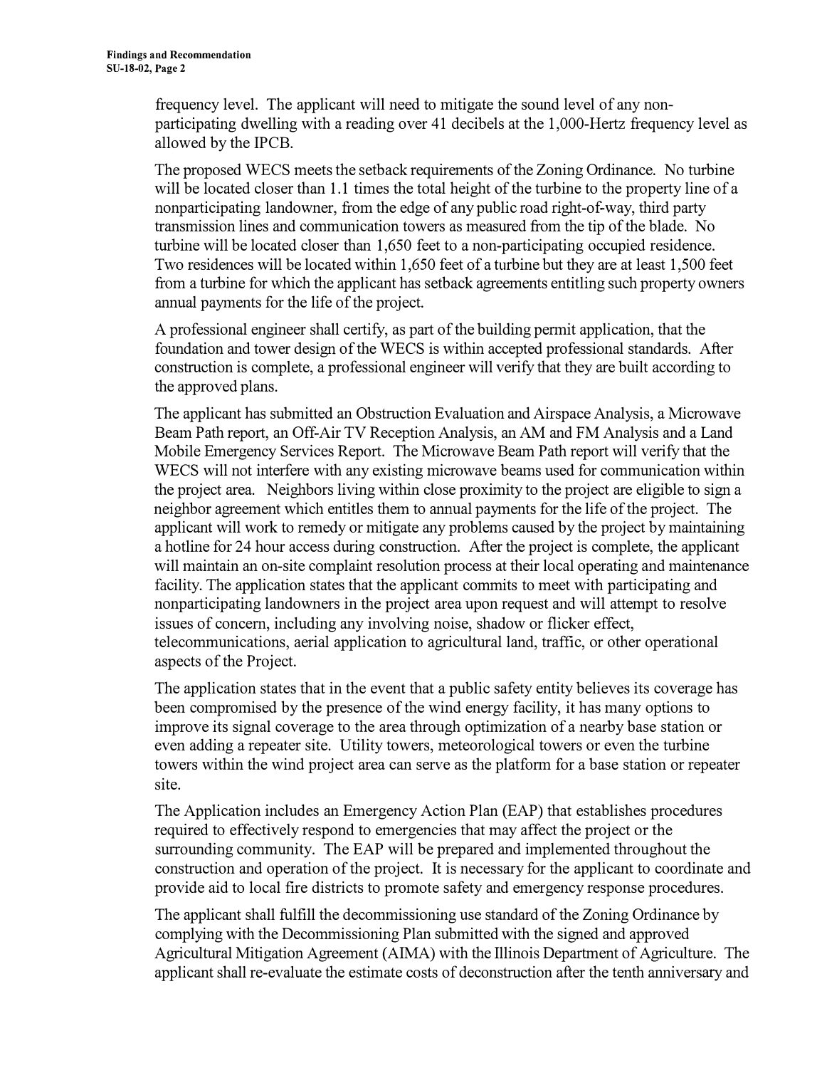frequency level. The applicant will need to mitigate the sound level of any non-participating dwelling with a reading over 41 decibels at the 1,000-Hertz frequency level as allowed by the IPCB.

The proposed WECS meets the setback requirements of the Zoning Ordinance. No turbine will be located closer than 1.1 times the total height of the turbine to the property line of a nonparticipating landowner, from the edge of any public road right-of-way, third party transmission lines and communication towers as measured from the tip of the blade. No turbine will be located closer than 1,650 feet to a non-participating occupied residence. Two residences will be located within 1,650 feet of a turbine but they are at least 1,500 feet from a turbine for which the applicant has setback agreements entitling such property owners annual payments for the life of the project.

A professional engineer shall certify, as part of the building permit application, that the foundation and tower design of the WECS is within accepted professional standards. After construction is complete, a professional engineer will verify that they are built according to the approved plans.

The applicant has submitted an Obstruction Evaluation and Airspace Analysis, a Microwave Beam Path report, an Off-Air TV Reception Analysis, an AM and FM Analysis and a Land Mobile Emergency Services Report. The Microwave Beam Path report will verify that the WECS will not interfere with any existing microwave beams used for communication within the project area. Neighbors living within close proximity to the project are eligible to sign a neighbor agreement which entitles them to annual payments for the life of the project. The applicant will work to remedy or mitigate any problems caused by the project by maintaining a hotline for 24 hour access during construction. After the project is complete, the applicant will maintain an on-site complaint resolution process at their local operating and maintenance facility. The application states that the applicant commits to meet with participating and nonparticipating landowners in the project area upon request and will attempt to resolve issues of concern, including any involving noise, shadow or flicker effect, telecommunications, aerial application to agricultural land, traffic, or other operational aspects of the Project.

The application states that in the event that a public safety entity believes its coverage has been compromised by the presence of the wind energy facility, it has many options to improve its signal coverage to the area through optimization of a nearby base station or even adding a repeater site. Utility towers, meteorological towers or even the turbine towers within the wind project area can serve as the platform for a base station or repeater site.

The Application includes an Emergency Action Plan (EAP) that establishes procedures required to effectively respond to emergencies that may affect the project or the surrounding community. The EAP will be prepared and implemented throughout the construction and operation of the project. It is necessary for the applicant to coordinate and provide aid to local fire districts to promote safety and emergency response procedures.

The applicant shall fulfill the decommissioning use standard of the Zoning Ordinance by complying with the Decommissioning Plan submitted with the signed and approved Agricultural Mitigation Agreement (AIMA) with the Illinois Department of Agriculture. The applicant shall re-evaluate the estimate costs of deconstruction after the tenth anniversary and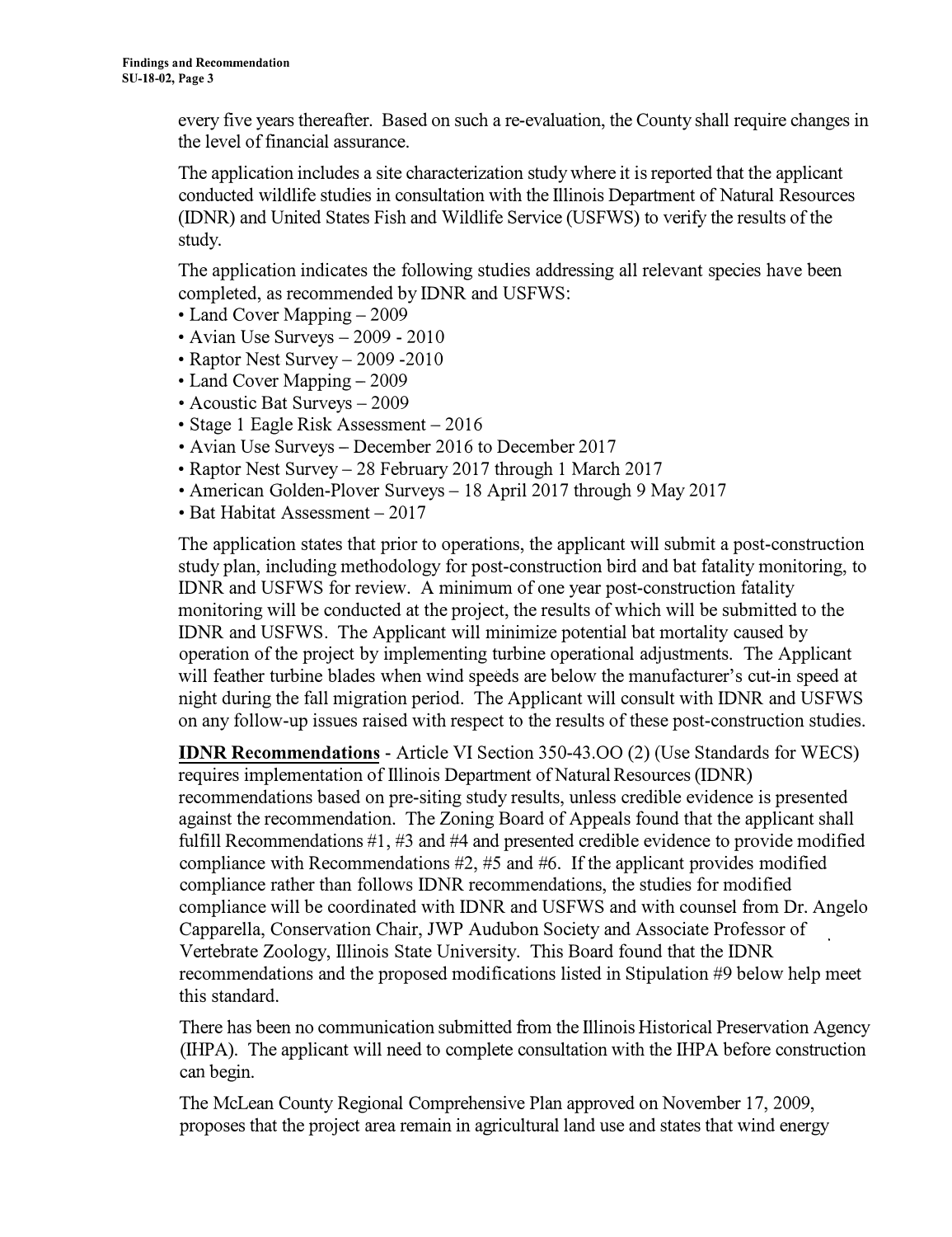every five years thereafter. Based on such a re-evaluation, the County shall require changes in the level of financial assurance.

The application includes a site characterization study where it is reported that the applicant conducted wildlife studies in consultation with the Illinois Department of Natural Resources (IDNR) and United States Fish and Wildlife Service (USFWS) to verify the results of the study.

The application indicates the following studies addressing all relevant species have been completed, as recommended by IDNR and USFWS:

- Land Cover Mapping – 2009
- Avian Use Surveys – 2009 - 2010
- Raptor Nest Survey – 2009 -2010
- Land Cover Mapping – 2009
- Acoustic Bat Surveys – 2009
- Stage 1 Eagle Risk Assessment – 2016
- Avian Use Surveys – December 2016 to December 2017
- Raptor Nest Survey – 28 February 2017 through 1 March 2017
- American Golden-Plover Surveys – 18 April 2017 through 9 May 2017
- Bat Habitat Assessment – 2017

The application states that prior to operations, the applicant will submit a post-construction study plan, including methodology for post-construction bird and bat fatality monitoring, to IDNR and USFWS for review. A minimum of one year post-construction fatality monitoring will be conducted at the project, the results of which will be submitted to the IDNR and USFWS. The Applicant will minimize potential bat mortality caused by operation of the project by implementing turbine operational adjustments. The Applicant will feather turbine blades when wind speeds are below the manufacturer's cut-in speed at night during the fall migration period. The Applicant will consult with IDNR and USFWS on any follow-up issues raised with respect to the results of these post-construction studies.

**IDNR Recommendations** - Article VI Section 350-43.OO (2) (Use Standards for WECS) requires implementation of Illinois Department of Natural Resources (IDNR) recommendations based on pre-siting study results, unless credible evidence is presented against the recommendation. The Zoning Board of Appeals found that the applicant shall fulfill Recommendations #1, #3 and #4 and presented credible evidence to provide modified compliance with Recommendations #2, #5 and #6. If the applicant provides modified compliance rather than follows IDNR recommendations, the studies for modified compliance will be coordinated with IDNR and USFWS and with counsel from Dr. Angelo Capparella, Conservation Chair, JWP Audubon Society and Associate Professor of Vertebrate Zoology, Illinois State University. This Board found that the IDNR recommendations and the proposed modifications listed in Stipulation #9 below help meet this standard.

There has been no communication submitted from the Illinois Historical Preservation Agency (IHPA). The applicant will need to complete consultation with the IHPA before construction can begin.

The McLean County Regional Comprehensive Plan approved on November 17, 2009, proposes that the project area remain in agricultural land use and states that wind energy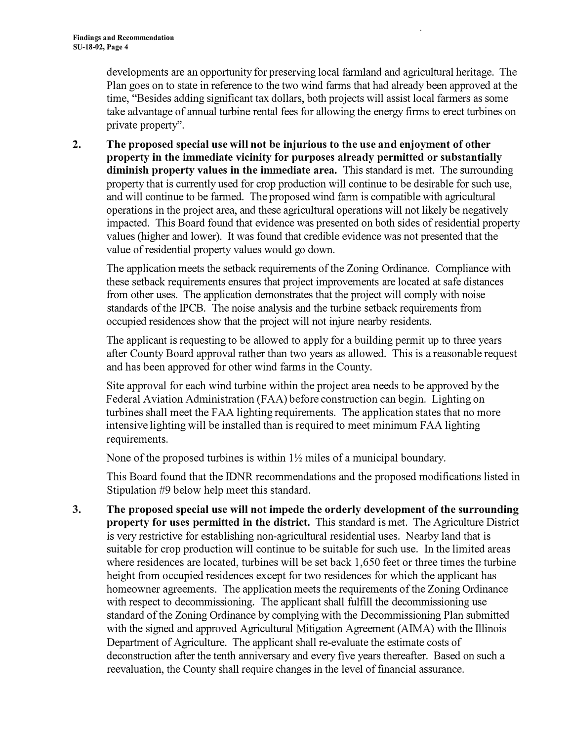developments are an opportunity for preserving local farmland and agricultural heritage. The Plan goes on to state in reference to the two wind farms that had already been approved at the time, "Besides adding significant tax dollars, both projects will assist local farmers as some take advantage of annual turbine rental fees for allowing the energy firms to erect turbines on private property".

2. **The proposed special use will not be injurious to the use and enjoyment of other property in the immediate vicinity for purposes already permitted or substantially diminish property values in the immediate area.** This standard is met. The surrounding property that is currently used for crop production will continue to be desirable for such use, and will continue to be farmed. The proposed wind farm is compatible with agricultural operations in the project area, and these agricultural operations will not likely be negatively impacted. This Board found that evidence was presented on both sides of residential property values (higher and lower). It was found that credible evidence was not presented that the value of residential property values would go down.

   The application meets the setback requirements of the Zoning Ordinance. Compliance with these setback requirements ensures that project improvements are located at safe distances from other uses. The application demonstrates that the project will comply with noise standards of the IPCB. The noise analysis and the turbine setback requirements from occupied residences show that the project will not injure nearby residents.

   The applicant is requesting to be allowed to apply for a building permit up to three years after County Board approval rather than two years as allowed. This is a reasonable request and has been approved for other wind farms in the County.

   Site approval for each wind turbine within the project area needs to be approved by the Federal Aviation Administration (FAA) before construction can begin. Lighting on turbines shall meet the FAA lighting requirements. The application states that no more intensive lighting will be installed than is required to meet minimum FAA lighting requirements.

   None of the proposed turbines is within 1½ miles of a municipal boundary.

   This Board found that the IDNR recommendations and the proposed modifications listed in Stipulation #9 below help meet this standard.

3. **The proposed special use will not impede the orderly development of the surrounding property for uses permitted in the district.** This standard is met. The Agriculture District is very restrictive for establishing non-agricultural residential uses. Nearby land that is suitable for crop production will continue to be suitable for such use. In the limited areas where residences are located, turbines will be set back 1,650 feet or three times the turbine height from occupied residences except for two residences for which the applicant has homeowner agreements. The application meets the requirements of the Zoning Ordinance with respect to decommissioning. The applicant shall fulfill the decommissioning use standard of the Zoning Ordinance by complying with the Decommissioning Plan submitted with the signed and approved Agricultural Mitigation Agreement (AIMA) with the Illinois Department of Agriculture. The applicant shall re-evaluate the estimate costs of deconstruction after the tenth anniversary and every five years thereafter. Based on such a reevaluation, the County shall require changes in the level of financial assurance.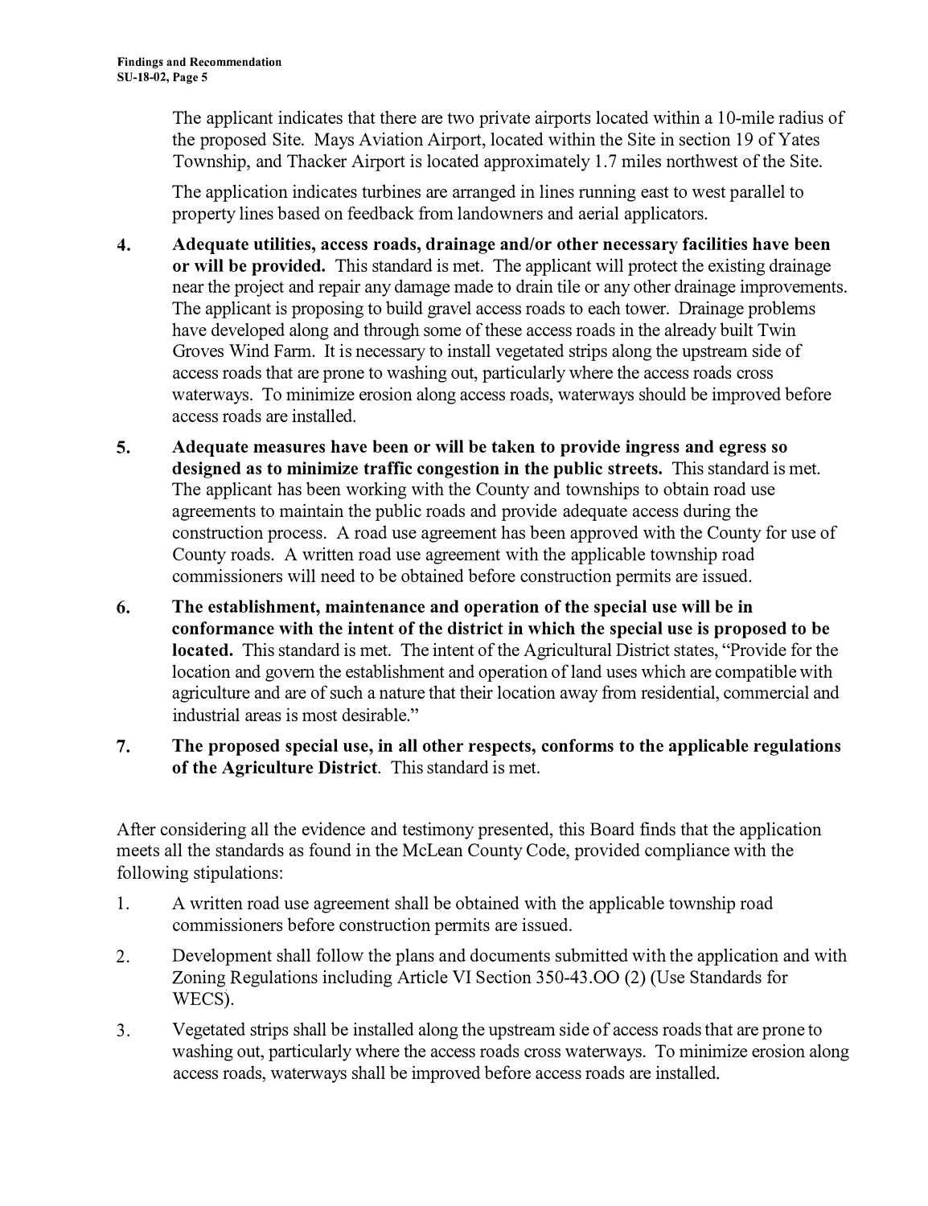The applicant indicates that there are two private airports located within a 10-mile radius of the proposed Site. Mays Aviation Airport, located within the Site in section 19 of Yates Township, and Thacker Airport is located approximately 1.7 miles northwest of the Site.

The application indicates turbines are arranged in lines running east to west parallel to property lines based on feedback from landowners and aerial applicators.

4. **Adequate utilities, access roads, drainage and/or other necessary facilities have been or will be provided.** This standard is met. The applicant will protect the existing drainage near the project and repair any damage made to drain tile or any other drainage improvements. The applicant is proposing to build gravel access roads to each tower. Drainage problems have developed along and through some of these access roads in the already built Twin Groves Wind Farm. It is necessary to install vegetated strips along the upstream side of access roads that are prone to washing out, particularly where the access roads cross waterways. To minimize erosion along access roads, waterways should be improved before access roads are installed.

5. **Adequate measures have been or will be taken to provide ingress and egress so designed as to minimize traffic congestion in the public streets.** This standard is met. The applicant has been working with the County and townships to obtain road use agreements to maintain the public roads and provide adequate access during the construction process. A road use agreement has been approved with the County for use of County roads. A written road use agreement with the applicable township road commissioners will need to be obtained before construction permits are issued.

6. **The establishment, maintenance and operation of the special use will be in conformance with the intent of the district in which the special use is proposed to be located.** This standard is met. The intent of the Agricultural District states, "Provide for the location and govern the establishment and operation of land uses which are compatible with agriculture and are of such a nature that their location away from residential, commercial and industrial areas is most desirable."

7. **The proposed special use, in all other respects, conforms to the applicable regulations of the Agriculture District**. This standard is met.

After considering all the evidence and testimony presented, this Board finds that the application meets all the standards as found in the McLean County Code, provided compliance with the following stipulations:

1. A written road use agreement shall be obtained with the applicable township road commissioners before construction permits are issued.
2. Development shall follow the plans and documents submitted with the application and with Zoning Regulations including Article VI Section 350-43.OO (2) (Use Standards for WECS).
3. Vegetated strips shall be installed along the upstream side of access roads that are prone to washing out, particularly where the access roads cross waterways. To minimize erosion along access roads, waterways shall be improved before access roads are installed.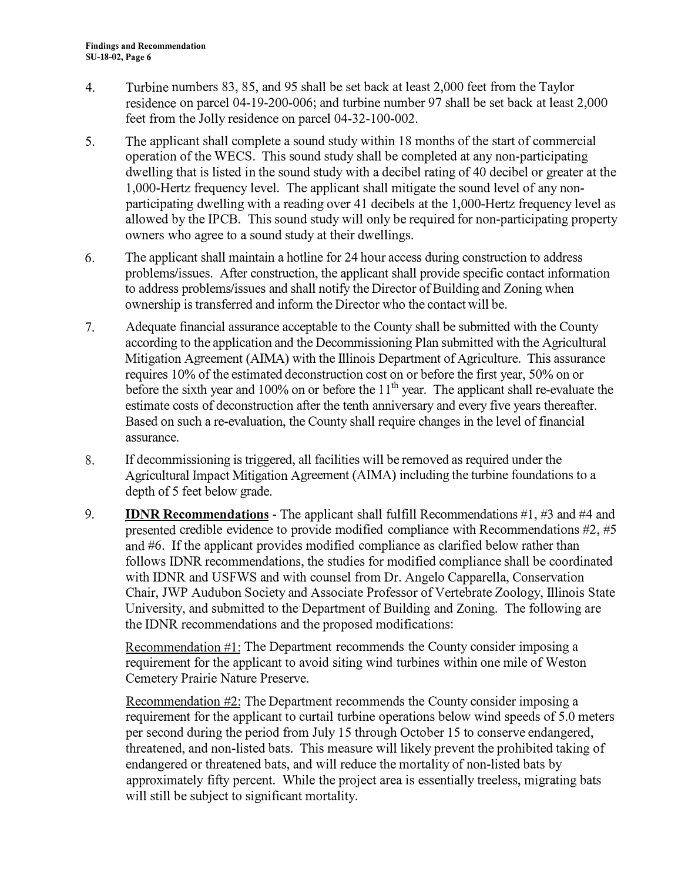4. Turbine numbers 83, 85, and 95 shall be set back at least 2,000 feet from the Taylor residence on parcel 04-19-200-006; and turbine number 97 shall be set back at least 2,000 feet from the Jolly residence on parcel 04-32-100-002.

5. The applicant shall complete a sound study within 18 months of the start of commercial operation of the WECS. This sound study shall be completed at any non-participating dwelling that is listed in the sound study with a decibel rating of 40 decibel or greater at the 1,000-Hertz frequency level. The applicant shall mitigate the sound level of any non-participating dwelling with a reading over 41 decibels at the 1,000-Hertz frequency level as allowed by the IPCB. This sound study will only be required for non-participating property owners who agree to a sound study at their dwellings.

6. The applicant shall maintain a hotline for 24 hour access during construction to address problems/issues. After construction, the applicant shall provide specific contact information to address problems/issues and shall notify the Director of Building and Zoning when ownership is transferred and inform the Director who the contact will be.

7. Adequate financial assurance acceptable to the County shall be submitted with the County according to the application and the Decommissioning Plan submitted with the Agricultural Mitigation Agreement (AIMA) with the Illinois Department of Agriculture. This assurance requires 10% of the estimated deconstruction cost on or before the first year, 50% on or before the sixth year and 100% on or before the 11th year. The applicant shall re-evaluate the estimate costs of deconstruction after the tenth anniversary and every five years thereafter. Based on such a re-evaluation, the County shall require changes in the level of financial assurance.

8. If decommissioning is triggered, all facilities will be removed as required under the Agricultural Impact Mitigation Agreement (AIMA) including the turbine foundations to a depth of 5 feet below grade.

9. **IDNR Recommendations** - The applicant shall fulfill Recommendations #1, #3 and #4 and presented credible evidence to provide modified compliance with Recommendations #2, #5 and #6. If the applicant provides modified compliance as clarified below rather than follows IDNR recommendations, the studies for modified compliance shall be coordinated with IDNR and USFWS and with counsel from Dr. Angelo Capparella, Conservation Chair, JWP Audubon Society and Associate Professor of Vertebrate Zoology, Illinois State University, and submitted to the Department of Building and Zoning. The following are the IDNR recommendations and the proposed modifications:

   Recommendation #1: The Department recommends the County consider imposing a requirement for the applicant to avoid siting wind turbines within one mile of Weston Cemetery Prairie Nature Preserve.

   Recommendation #2: The Department recommends the County consider imposing a requirement for the applicant to curtail turbine operations below wind speeds of 5.0 meters per second during the period from July 15 through October 15 to conserve endangered, threatened, and non-listed bats. This measure will likely prevent the prohibited taking of endangered or threatened bats, and will reduce the mortality of non-listed bats by approximately fifty percent. While the project area is essentially treeless, migrating bats will still be subject to significant mortality.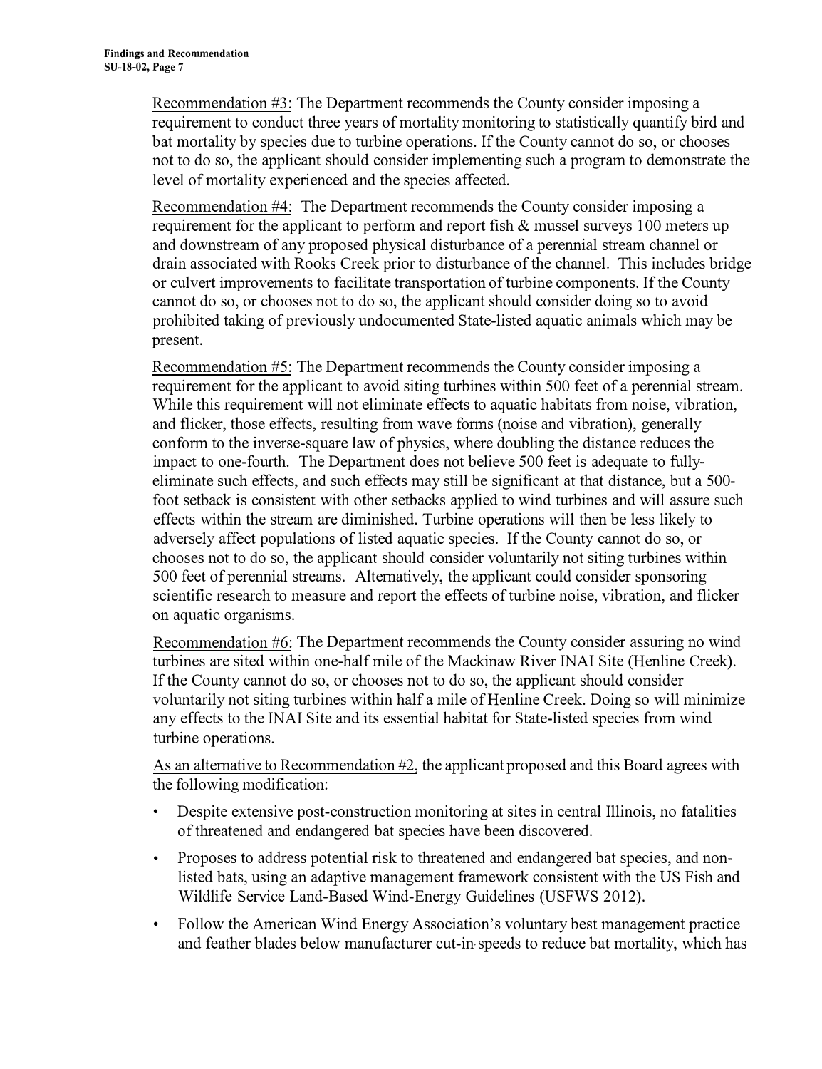<u>Recommendation #3:</u> The Department recommends the County consider imposing a requirement to conduct three years of mortality monitoring to statistically quantify bird and bat mortality by species due to turbine operations. If the County cannot do so, or chooses not to do so, the applicant should consider implementing such a program to demonstrate the level of mortality experienced and the species affected.

<u>Recommendation #4:</u> The Department recommends the County consider imposing a requirement for the applicant to perform and report fish & mussel surveys 100 meters up and downstream of any proposed physical disturbance of a perennial stream channel or drain associated with Rooks Creek prior to disturbance of the channel. This includes bridge or culvert improvements to facilitate transportation of turbine components. If the County cannot do so, or chooses not to do so, the applicant should consider doing so to avoid prohibited taking of previously undocumented State-listed aquatic animals which may be present.

<u>Recommendation #5:</u> The Department recommends the County consider imposing a requirement for the applicant to avoid siting turbines within 500 feet of a perennial stream. While this requirement will not eliminate effects to aquatic habitats from noise, vibration, and flicker, those effects, resulting from wave forms (noise and vibration), generally conform to the inverse-square law of physics, where doubling the distance reduces the impact to one-fourth. The Department does not believe 500 feet is adequate to fully-eliminate such effects, and such effects may still be significant at that distance, but a 500-foot setback is consistent with other setbacks applied to wind turbines and will assure such effects within the stream are diminished. Turbine operations will then be less likely to adversely affect populations of listed aquatic species. If the County cannot do so, or chooses not to do so, the applicant should consider voluntarily not siting turbines within 500 feet of perennial streams. Alternatively, the applicant could consider sponsoring scientific research to measure and report the effects of turbine noise, vibration, and flicker on aquatic organisms.

<u>Recommendation #6:</u> The Department recommends the County consider assuring no wind turbines are sited within one-half mile of the Mackinaw River INAI Site (Henline Creek). If the County cannot do so, or chooses not to do so, the applicant should consider voluntarily not siting turbines within half a mile of Henline Creek. Doing so will minimize any effects to the INAI Site and its essential habitat for State-listed species from wind turbine operations.

<u>As an alternative to Recommendation #2,</u> the applicant proposed and this Board agrees with the following modification:

- Despite extensive post-construction monitoring at sites in central Illinois, no fatalities of threatened and endangered bat species have been discovered.
- Proposes to address potential risk to threatened and endangered bat species, and non-listed bats, using an adaptive management framework consistent with the US Fish and Wildlife Service Land-Based Wind-Energy Guidelines (USFWS 2012).
- Follow the American Wind Energy Association's voluntary best management practice and feather blades below manufacturer cut-in speeds to reduce bat mortality, which has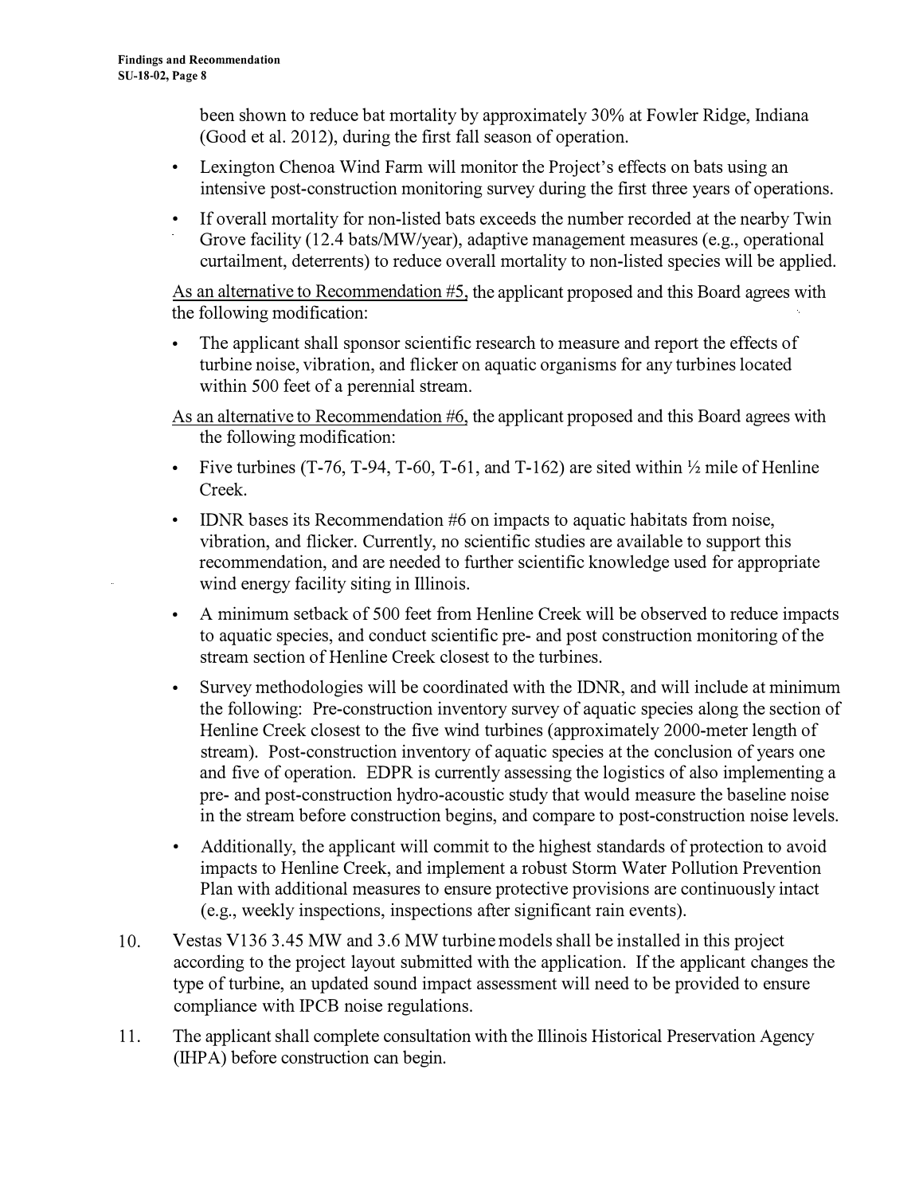been shown to reduce bat mortality by approximately 30% at Fowler Ridge, Indiana (Good et al. 2012), during the first fall season of operation.

- Lexington Chenoa Wind Farm will monitor the Project's effects on bats using an intensive post-construction monitoring survey during the first three years of operations.
- If overall mortality for non-listed bats exceeds the number recorded at the nearby Twin Grove facility (12.4 bats/MW/year), adaptive management measures (e.g., operational curtailment, deterrents) to reduce overall mortality to non-listed species will be applied.

As an alternative to Recommendation #5, the applicant proposed and this Board agrees with the following modification:

- The applicant shall sponsor scientific research to measure and report the effects of turbine noise, vibration, and flicker on aquatic organisms for any turbines located within 500 feet of a perennial stream.

As an alternative to Recommendation #6, the applicant proposed and this Board agrees with the following modification:

- Five turbines (T-76, T-94, T-60, T-61, and T-162) are sited within ½ mile of Henline Creek.
- IDNR bases its Recommendation #6 on impacts to aquatic habitats from noise, vibration, and flicker. Currently, no scientific studies are available to support this recommendation, and are needed to further scientific knowledge used for appropriate wind energy facility siting in Illinois.
- A minimum setback of 500 feet from Henline Creek will be observed to reduce impacts to aquatic species, and conduct scientific pre- and post construction monitoring of the stream section of Henline Creek closest to the turbines.
- Survey methodologies will be coordinated with the IDNR, and will include at minimum the following: Pre-construction inventory survey of aquatic species along the section of Henline Creek closest to the five wind turbines (approximately 2000-meter length of stream). Post-construction inventory of aquatic species at the conclusion of years one and five of operation. EDPR is currently assessing the logistics of also implementing a pre- and post-construction hydro-acoustic study that would measure the baseline noise in the stream before construction begins, and compare to post-construction noise levels.
- Additionally, the applicant will commit to the highest standards of protection to avoid impacts to Henline Creek, and implement a robust Storm Water Pollution Prevention Plan with additional measures to ensure protective provisions are continuously intact (e.g., weekly inspections, inspections after significant rain events).

10. Vestas V136 3.45 MW and 3.6 MW turbine models shall be installed in this project according to the project layout submitted with the application. If the applicant changes the type of turbine, an updated sound impact assessment will need to be provided to ensure compliance with IPCB noise regulations.
11. The applicant shall complete consultation with the Illinois Historical Preservation Agency (IHPA) before construction can begin.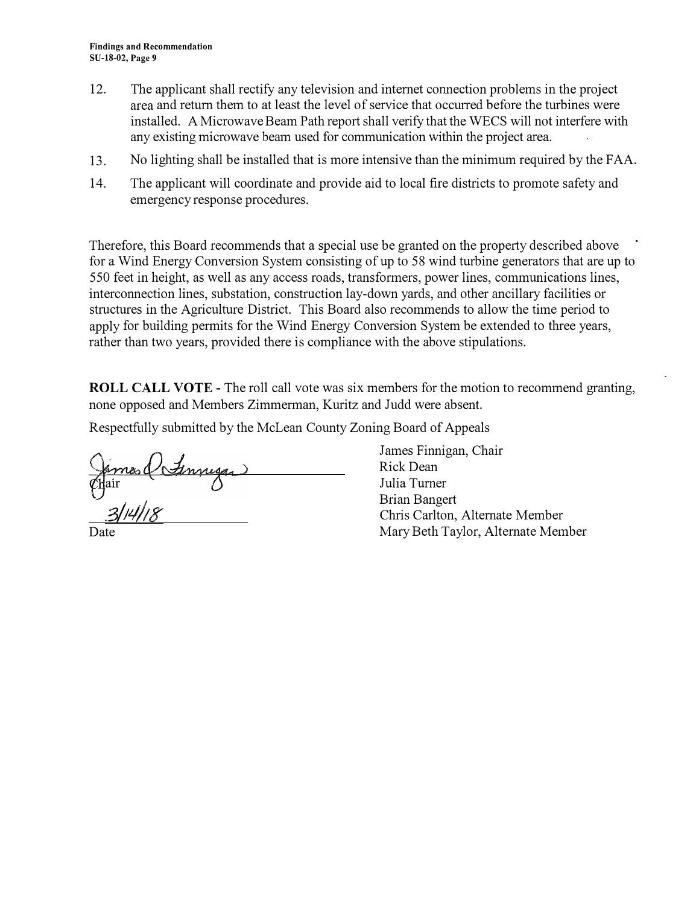12. The applicant shall rectify any television and internet connection problems in the project area and return them to at least the level of service that occurred before the turbines were installed. A Microwave Beam Path report shall verify that the WECS will not interfere with any existing microwave beam used for communication within the project area.

13. No lighting shall be installed that is more intensive than the minimum required by the FAA.

14. The applicant will coordinate and provide aid to local fire districts to promote safety and emergency response procedures.

Therefore, this Board recommends that a special use be granted on the property described above for a Wind Energy Conversion System consisting of up to 58 wind turbine generators that are up to 550 feet in height, as well as any access roads, transformers, power lines, communications lines, interconnection lines, substation, construction lay-down yards, and other ancillary facilities or structures in the Agriculture District. This Board also recommends to allow the time period to apply for building permits for the Wind Energy Conversion System be extended to three years, rather than two years, provided there is compliance with the above stipulations.

**ROLL CALL VOTE -** The roll call vote was six members for the motion to recommend granting, none opposed and Members Zimmerman, Kuritz and Judd were absent.

Respectfully submitted by the McLean County Zoning Board of Appeals

James P. Finnigan
Chair

3/14/18
Date

James Finnigan, Chair
Rick Dean
Julia Turner
Brian Bangert
Chris Carlton, Alternate Member
Mary Beth Taylor, Alternate Member